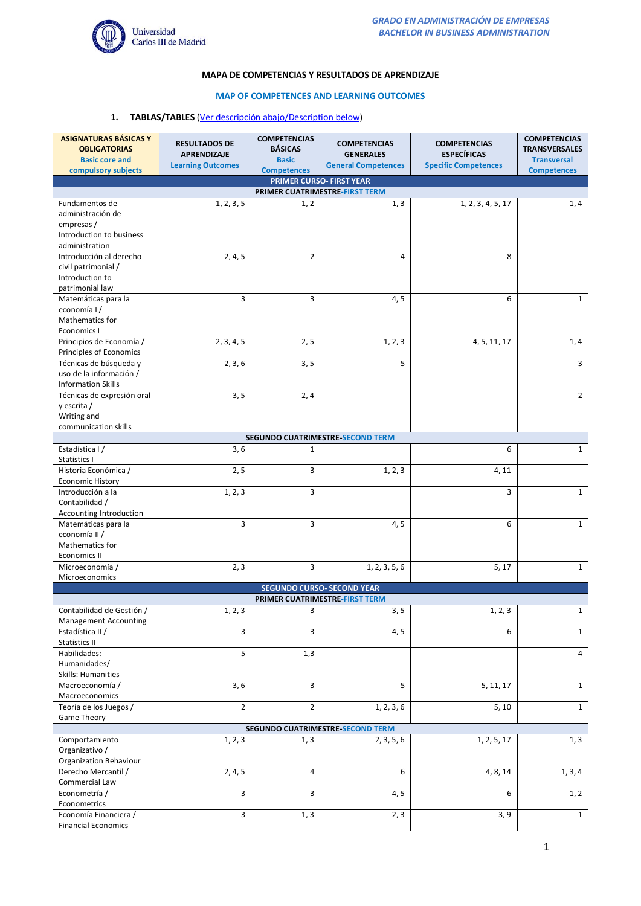**GRADO EN ADMINISTRACIÓN DE EMPRESAS**
**BACHELOR IN BUSINESS ADMINISTRATION**

## MAPA DE COMPETENCIAS Y RESULTADOS DE APRENDIZAJE

## MAP OF COMPETENCES AND LEARNING OUTCOMES

### 1. TABLAS/TABLES (Ver descripción abajo/Description below)

| ASIGNATURAS BÁSICAS Y OBLIGATORIAS Basic core and compulsory subjects | RESULTADOS DE APRENDIZAJE Learning Outcomes | COMPETENCIAS BÁSICAS Basic Competences | COMPETENCIAS GENERALES General Competences | COMPETENCIAS ESPECÍFICAS Specific Competences | COMPETENCIAS TRANSVERSALES Transversal Competences |
|---|---|---|---|---|---|
| **PRIMER CURSO- FIRST YEAR** | | | | | |
| **PRIMER CUATRIMESTRE-FIRST TERM** | | | | | |
| Fundamentos de administración de empresas / Introduction to business administration | 1, 2, 3, 5 | 1, 2 | 1, 3 | 1, 2, 3, 4, 5, 17 | 1, 4 |
| Introducción al derecho civil patrimonial / Introduction to patrimonial law | 2, 4, 5 | 2 | 4 | 8 | |
| Matemáticas para la economía I / Mathematics for Economics I | 3 | 3 | 4, 5 | 6 | 1 |
| Principios de Economía / Principles of Economics | 2, 3, 4, 5 | 2, 5 | 1, 2, 3 | 4, 5, 11, 17 | 1, 4 |
| Técnicas de búsqueda y uso de la información / Information Skills | 2, 3, 6 | 3, 5 | 5 | | 3 |
| Técnicas de expresión oral y escrita / Writing and communication skills | 3, 5 | 2, 4 | | | 2 |
| **SEGUNDO CUATRIMESTRE-SECOND TERM** | | | | | |
| Estadística I / Statistics I | 3, 6 | 1 | | 6 | 1 |
| Historia Económica / Economic History | 2, 5 | 3 | 1, 2, 3 | 4, 11 | |
| Introducción a la Contabilidad / Accounting Introduction | 1, 2, 3 | 3 | | 3 | 1 |
| Matemáticas para la economía II / Mathematics for Economics II | 3 | 3 | 4, 5 | 6 | 1 |
| Microeconomía / Microeconomics | 2, 3 | 3 | 1, 2, 3, 5, 6 | 5, 17 | 1 |
| **SEGUNDO CURSO- SECOND YEAR** | | | | | |
| **PRIMER CUATRIMESTRE-FIRST TERM** | | | | | |
| Contabilidad de Gestión / Management Accounting | 1, 2, 3 | 3 | 3, 5 | 1, 2, 3 | 1 |
| Estadística II / Statistics II | 3 | 3 | 4, 5 | 6 | 1 |
| Habilidades: Humanidades/ Skills: Humanities | 5 | 1,3 | | | 4 |
| Macroeconomía / Macroeconomics | 3, 6 | 3 | 5 | 5, 11, 17 | 1 |
| Teoría de los Juegos / Game Theory | 2 | 2 | 1, 2, 3, 6 | 5, 10 | 1 |
| **SEGUNDO CUATRIMESTRE-SECOND TERM** | | | | | |
| Comportamiento Organizativo / Organization Behaviour | 1, 2, 3 | 1, 3 | 2, 3, 5, 6 | 1, 2, 5, 17 | 1, 3 |
| Derecho Mercantil / Commercial Law | 2, 4, 5 | 4 | 6 | 4, 8, 14 | 1, 3, 4 |
| Econometría / Econometrics | 3 | 3 | 4, 5 | 6 | 1, 2 |
| Economía Financiera / Financial Economics | 3 | 1, 3 | 2, 3 | 3, 9 | 1 |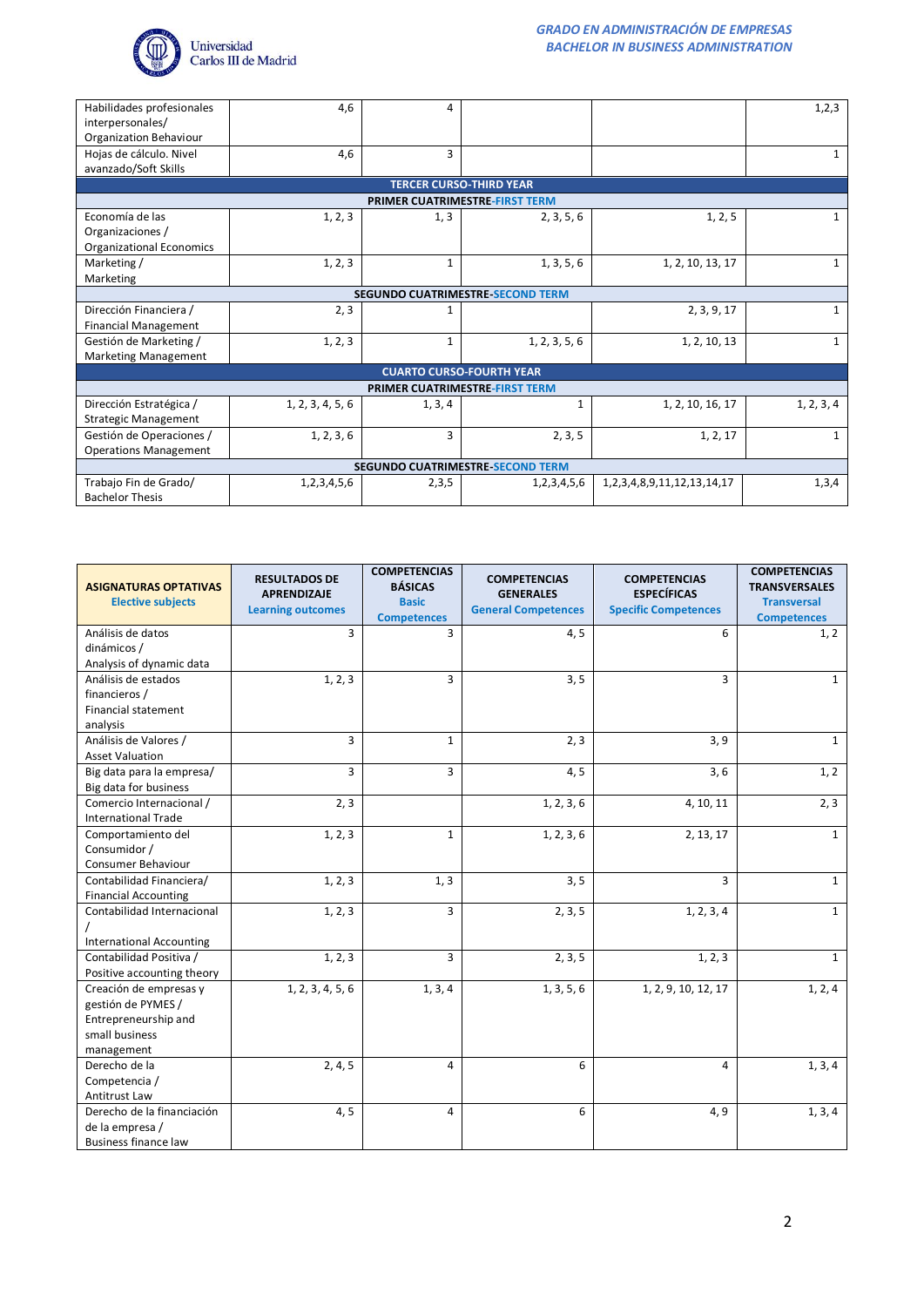| | | | | | |
|---|---|---|---|---|---|
| Habilidades profesionales interpersonales/ Organization Behaviour | 4,6 | 4 | | | 1,2,3 |
| Hojas de cálculo. Nivel avanzado/Soft Skills | 4,6 | 3 | | | 1 |
| **TERCER CURSO-THIRD YEAR** | | | | | |
| **PRIMER CUATRIMESTRE-FIRST TERM** | | | | | |
| Economía de las Organizaciones / Organizational Economics | 1, 2, 3 | 1, 3 | 2, 3, 5, 6 | 1, 2, 5 | 1 |
| Marketing / Marketing | 1, 2, 3 | 1 | 1, 3, 5, 6 | 1, 2, 10, 13, 17 | 1 |
| **SEGUNDO CUATRIMESTRE-SECOND TERM** | | | | | |
| Dirección Financiera / Financial Management | 2, 3 | 1 | | 2, 3, 9, 17 | 1 |
| Gestión de Marketing / Marketing Management | 1, 2, 3 | 1 | 1, 2, 3, 5, 6 | 1, 2, 10, 13 | 1 |
| **CUARTO CURSO-FOURTH YEAR** | | | | | |
| **PRIMER CUATRIMESTRE-FIRST TERM** | | | | | |
| Dirección Estratégica / Strategic Management | 1, 2, 3, 4, 5, 6 | 1, 3, 4 | 1 | 1, 2, 10, 16, 17 | 1, 2, 3, 4 |
| Gestión de Operaciones / Operations Management | 1, 2, 3, 6 | 3 | 2, 3, 5 | 1, 2, 17 | 1 |
| **SEGUNDO CUATRIMESTRE-SECOND TERM** | | | | | |
| Trabajo Fin de Grado/ Bachelor Thesis | 1,2,3,4,5,6 | 2,3,5 | 1,2,3,4,5,6 | 1,2,3,4,8,9,11,12,13,14,17 | 1,3,4 |

| ASIGNATURAS OPTATIVAS Elective subjects | RESULTADOS DE APRENDIZAJE Learning outcomes | COMPETENCIAS BÁSICAS Basic Competences | COMPETENCIAS GENERALES General Competences | COMPETENCIAS ESPECÍFICAS Specific Competences | COMPETENCIAS TRANSVERSALES Transversal Competences |
|---|---|---|---|---|---|
| Análisis de datos dinámicos / Analysis of dynamic data | 3 | 3 | 4, 5 | 6 | 1, 2 |
| Análisis de estados financieros / Financial statement analysis | 1, 2, 3 | 3 | 3, 5 | 3 | 1 |
| Análisis de Valores / Asset Valuation | 3 | 1 | 2, 3 | 3, 9 | 1 |
| Big data para la empresa/ Big data for business | 3 | 3 | 4, 5 | 3, 6 | 1, 2 |
| Comercio Internacional / International Trade | 2, 3 | | 1, 2, 3, 6 | 4, 10, 11 | 2, 3 |
| Comportamiento del Consumidor / Consumer Behaviour | 1, 2, 3 | 1 | 1, 2, 3, 6 | 2, 13, 17 | 1 |
| Contabilidad Financiera/ Financial Accounting | 1, 2, 3 | 1, 3 | 3, 5 | 3 | 1 |
| Contabilidad Internacional / International Accounting | 1, 2, 3 | 3 | 2, 3, 5 | 1, 2, 3, 4 | 1 |
| Contabilidad Positiva / Positive accounting theory | 1, 2, 3 | 3 | 2, 3, 5 | 1, 2, 3 | 1 |
| Creación de empresas y gestión de PYMES / Entrepreneurship and small business management | 1, 2, 3, 4, 5, 6 | 1, 3, 4 | 1, 3, 5, 6 | 1, 2, 9, 10, 12, 17 | 1, 2, 4 |
| Derecho de la Competencia / Antitrust Law | 2, 4, 5 | 4 | 6 | 4 | 1, 3, 4 |
| Derecho de la financiación de la empresa / Business finance law | 4, 5 | 4 | 6 | 4, 9 | 1, 3, 4 |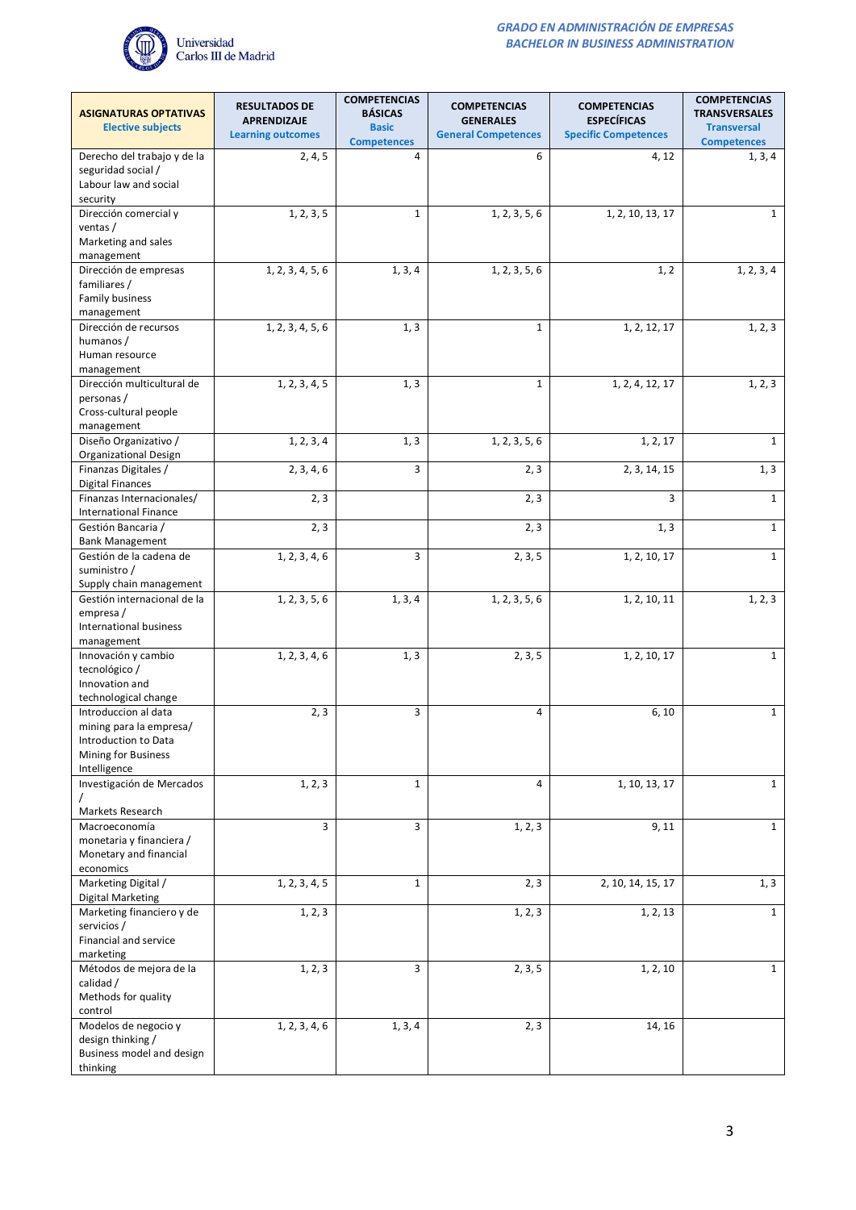| ASIGNATURAS OPTATIVAS<br>Elective subjects | RESULTADOS DE APRENDIZAJE<br>Learning outcomes | COMPETENCIAS BÁSICAS<br>Basic Competences | COMPETENCIAS GENERALES<br>General Competences | COMPETENCIAS ESPECÍFICAS<br>Specific Competences | COMPETENCIAS TRANSVERSALES<br>Transversal Competences |
|---|---|---|---|---|---|
| Derecho del trabajo y de la seguridad social / Labour law and social security | 2, 4, 5 | 4 | 6 | 4, 12 | 1, 3, 4 |
| Dirección comercial y ventas / Marketing and sales management | 1, 2, 3, 5 | 1 | 1, 2, 3, 5, 6 | 1, 2, 10, 13, 17 | 1 |
| Dirección de empresas familiares / Family business management | 1, 2, 3, 4, 5, 6 | 1, 3, 4 | 1, 2, 3, 5, 6 | 1, 2 | 1, 2, 3, 4 |
| Dirección de recursos humanos / Human resource management | 1, 2, 3, 4, 5, 6 | 1, 3 | 1 | 1, 2, 12, 17 | 1, 2, 3 |
| Dirección multicultural de personas / Cross-cultural people management | 1, 2, 3, 4, 5 | 1, 3 | 1 | 1, 2, 4, 12, 17 | 1, 2, 3 |
| Diseño Organizativo / Organizational Design | 1, 2, 3, 4 | 1, 3 | 1, 2, 3, 5, 6 | 1, 2, 17 | 1 |
| Finanzas Digitales / Digital Finances | 2, 3, 4, 6 | 3 | 2, 3 | 2, 3, 14, 15 | 1, 3 |
| Finanzas Internacionales/ International Finance | 2, 3 | | 2, 3 | 3 | 1 |
| Gestión Bancaria / Bank Management | 2, 3 | | 2, 3 | 1, 3 | 1 |
| Gestión de la cadena de suministro / Supply chain management | 1, 2, 3, 4, 6 | 3 | 2, 3, 5 | 1, 2, 10, 17 | 1 |
| Gestión internacional de la empresa / International business management | 1, 2, 3, 5, 6 | 1, 3, 4 | 1, 2, 3, 5, 6 | 1, 2, 10, 11 | 1, 2, 3 |
| Innovación y cambio tecnológico / Innovation and technological change | 1, 2, 3, 4, 6 | 1, 3 | 2, 3, 5 | 1, 2, 10, 17 | 1 |
| Introduccion al data mining para la empresa/ Introduction to Data Mining for Business Intelligence | 2, 3 | 3 | 4 | 6, 10 | 1 |
| Investigación de Mercados / Markets Research | 1, 2, 3 | 1 | 4 | 1, 10, 13, 17 | 1 |
| Macroeconomía monetaria y financiera / Monetary and financial economics | 3 | 3 | 1, 2, 3 | 9, 11 | 1 |
| Marketing Digital / Digital Marketing | 1, 2, 3, 4, 5 | 1 | 2, 3 | 2, 10, 14, 15, 17 | 1, 3 |
| Marketing financiero y de servicios / Financial and service marketing | 1, 2, 3 | | 1, 2, 3 | 1, 2, 13 | 1 |
| Métodos de mejora de la calidad / Methods for quality control | 1, 2, 3 | 3 | 2, 3, 5 | 1, 2, 10 | 1 |
| Modelos de negocio y design thinking / Business model and design thinking | 1, 2, 3, 4, 6 | 1, 3, 4 | 2, 3 | 14, 16 | |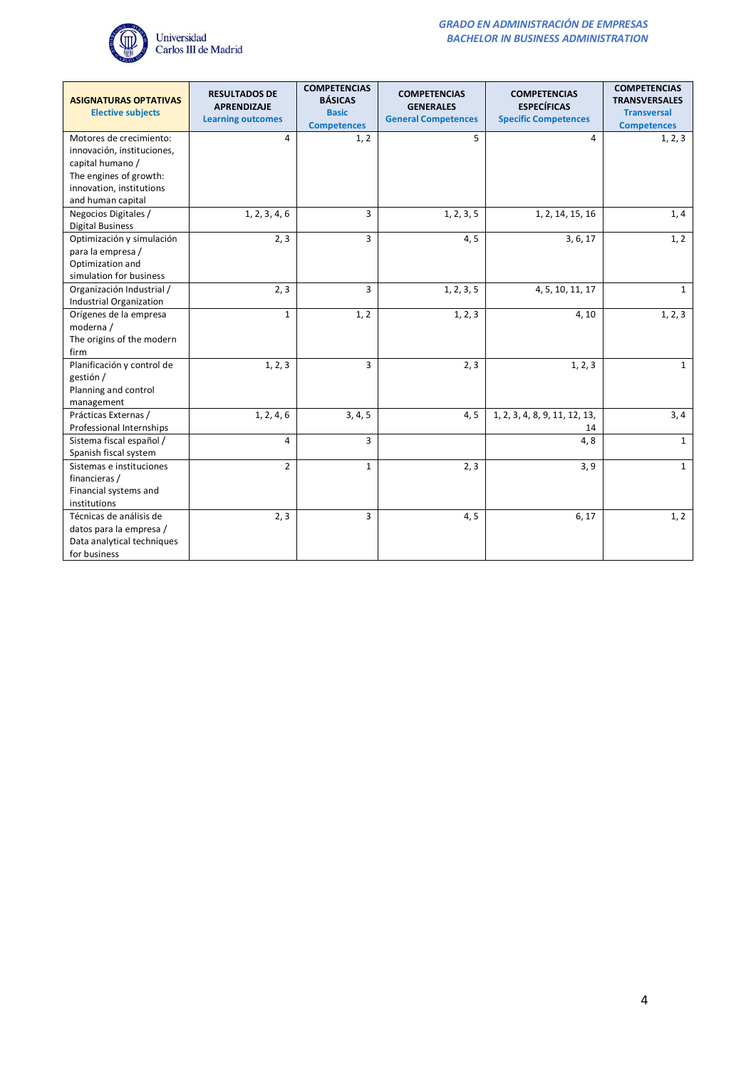| ASIGNATURAS OPTATIVAS<br>Elective subjects | RESULTADOS DE APRENDIZAJE<br>Learning outcomes | COMPETENCIAS BÁSICAS<br>Basic Competences | COMPETENCIAS GENERALES<br>General Competences | COMPETENCIAS ESPECÍFICAS<br>Specific Competences | COMPETENCIAS TRANSVERSALES<br>Transversal Competences |
|---|---|---|---|---|---|
| Motores de crecimiento: innovación, instituciones, capital humano / The engines of growth: innovation, institutions and human capital | 4 | 1, 2 | 5 | 4 | 1, 2, 3 |
| Negocios Digitales / Digital Business | 1, 2, 3, 4, 6 | 3 | 1, 2, 3, 5 | 1, 2, 14, 15, 16 | 1, 4 |
| Optimización y simulación para la empresa / Optimization and simulation for business | 2, 3 | 3 | 4, 5 | 3, 6, 17 | 1, 2 |
| Organización Industrial / Industrial Organization | 2, 3 | 3 | 1, 2, 3, 5 | 4, 5, 10, 11, 17 | 1 |
| Orígenes de la empresa moderna / The origins of the modern firm | 1 | 1, 2 | 1, 2, 3 | 4, 10 | 1, 2, 3 |
| Planificación y control de gestión / Planning and control management | 1, 2, 3 | 3 | 2, 3 | 1, 2, 3 | 1 |
| Prácticas Externas / Professional Internships | 1, 2, 4, 6 | 3, 4, 5 | 4, 5 | 1, 2, 3, 4, 8, 9, 11, 12, 13, 14 | 3, 4 |
| Sistema fiscal español / Spanish fiscal system | 4 | 3 | | 4, 8 | 1 |
| Sistemas e instituciones financieras / Financial systems and institutions | 2 | 1 | 2, 3 | 3, 9 | 1 |
| Técnicas de análisis de datos para la empresa / Data analytical techniques for business | 2, 3 | 3 | 4, 5 | 6, 17 | 1, 2 |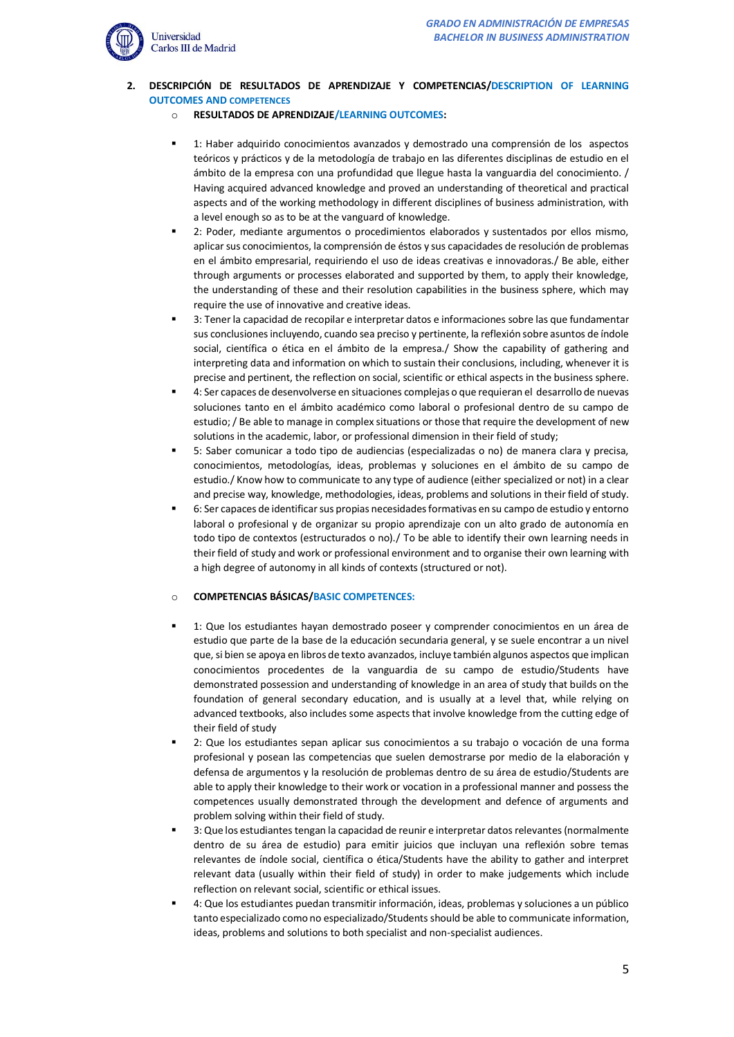2. **DESCRIPCIÓN DE RESULTADOS DE APRENDIZAJE Y COMPETENCIAS/DESCRIPTION OF LEARNING OUTCOMES AND COMPETENCES**

- **RESULTADOS DE APRENDIZAJE/LEARNING OUTCOMES:**

  - 1: Haber adquirido conocimientos avanzados y demostrado una comprensión de los aspectos teóricos y prácticos y de la metodología de trabajo en las diferentes disciplinas de estudio en el ámbito de la empresa con una profundidad que llegue hasta la vanguardia del conocimiento. / Having acquired advanced knowledge and proved an understanding of theoretical and practical aspects and of the working methodology in different disciplines of business administration, with a level enough so as to be at the vanguard of knowledge.
  - 2: Poder, mediante argumentos o procedimientos elaborados y sustentados por ellos mismo, aplicar sus conocimientos, la comprensión de éstos y sus capacidades de resolución de problemas en el ámbito empresarial, requiriendo el uso de ideas creativas e innovadoras./ Be able, either through arguments or processes elaborated and supported by them, to apply their knowledge, the understanding of these and their resolution capabilities in the business sphere, which may require the use of innovative and creative ideas.
  - 3: Tener la capacidad de recopilar e interpretar datos e informaciones sobre las que fundamentar sus conclusiones incluyendo, cuando sea preciso y pertinente, la reflexión sobre asuntos de índole social, científica o ética en el ámbito de la empresa./ Show the capability of gathering and interpreting data and information on which to sustain their conclusions, including, whenever it is precise and pertinent, the reflection on social, scientific or ethical aspects in the business sphere.
  - 4: Ser capaces de desenvolverse en situaciones complejas o que requieran el desarrollo de nuevas soluciones tanto en el ámbito académico como laboral o profesional dentro de su campo de estudio; / Be able to manage in complex situations or those that require the development of new solutions in the academic, labor, or professional dimension in their field of study;
  - 5: Saber comunicar a todo tipo de audiencias (especializadas o no) de manera clara y precisa, conocimientos, metodologías, ideas, problemas y soluciones en el ámbito de su campo de estudio./ Know how to communicate to any type of audience (either specialized or not) in a clear and precise way, knowledge, methodologies, ideas, problems and solutions in their field of study.
  - 6: Ser capaces de identificar sus propias necesidades formativas en su campo de estudio y entorno laboral o profesional y de organizar su propio aprendizaje con un alto grado de autonomía en todo tipo de contextos (estructurados o no)./ To be able to identify their own learning needs in their field of study and work or professional environment and to organise their own learning with a high degree of autonomy in all kinds of contexts (structured or not).

- **COMPETENCIAS BÁSICAS/BASIC COMPETENCES:**

  - 1: Que los estudiantes hayan demostrado poseer y comprender conocimientos en un área de estudio que parte de la base de la educación secundaria general, y se suele encontrar a un nivel que, si bien se apoya en libros de texto avanzados, incluye también algunos aspectos que implican conocimientos procedentes de la vanguardia de su campo de estudio/Students have demonstrated possession and understanding of knowledge in an area of study that builds on the foundation of general secondary education, and is usually at a level that, while relying on advanced textbooks, also includes some aspects that involve knowledge from the cutting edge of their field of study
  - 2: Que los estudiantes sepan aplicar sus conocimientos a su trabajo o vocación de una forma profesional y posean las competencias que suelen demostrarse por medio de la elaboración y defensa de argumentos y la resolución de problemas dentro de su área de estudio/Students are able to apply their knowledge to their work or vocation in a professional manner and possess the competences usually demonstrated through the development and defence of arguments and problem solving within their field of study.
  - 3: Que los estudiantes tengan la capacidad de reunir e interpretar datos relevantes (normalmente dentro de su área de estudio) para emitir juicios que incluyan una reflexión sobre temas relevantes de índole social, científica o ética/Students have the ability to gather and interpret relevant data (usually within their field of study) in order to make judgements which include reflection on relevant social, scientific or ethical issues.
  - 4: Que los estudiantes puedan transmitir información, ideas, problemas y soluciones a un público tanto especializado como no especializado/Students should be able to communicate information, ideas, problems and solutions to both specialist and non-specialist audiences.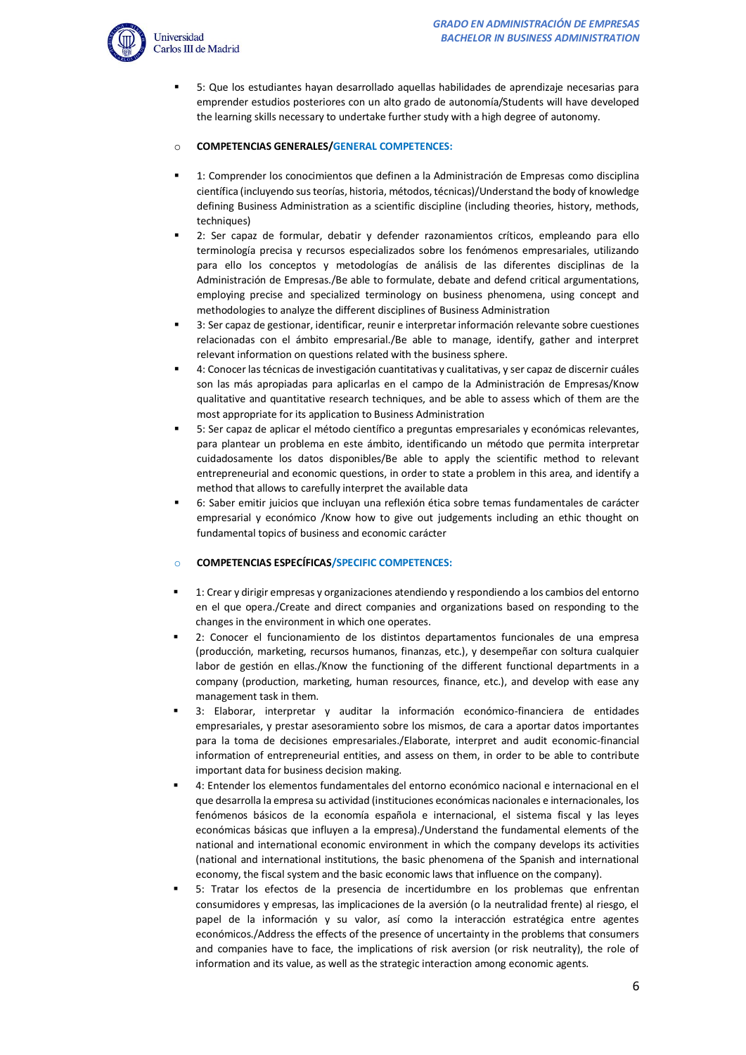- 5: Que los estudiantes hayan desarrollado aquellas habilidades de aprendizaje necesarias para emprender estudios posteriores con un alto grado de autonomía/Students will have developed the learning skills necessary to undertake further study with a high degree of autonomy.

- **COMPETENCIAS GENERALES/GENERAL COMPETENCES:**

  - 1: Comprender los conocimientos que definen a la Administración de Empresas como disciplina científica (incluyendo sus teorías, historia, métodos, técnicas)/Understand the body of knowledge defining Business Administration as a scientific discipline (including theories, history, methods, techniques)
  - 2: Ser capaz de formular, debatir y defender razonamientos críticos, empleando para ello terminología precisa y recursos especializados sobre los fenómenos empresariales, utilizando para ello los conceptos y metodologías de análisis de las diferentes disciplinas de la Administración de Empresas./Be able to formulate, debate and defend critical argumentations, employing precise and specialized terminology on business phenomena, using concept and methodologies to analyze the different disciplines of Business Administration
  - 3: Ser capaz de gestionar, identificar, reunir e interpretar información relevante sobre cuestiones relacionadas con el ámbito empresarial./Be able to manage, identify, gather and interpret relevant information on questions related with the business sphere.
  - 4: Conocer las técnicas de investigación cuantitativas y cualitativas, y ser capaz de discernir cuáles son las más apropiadas para aplicarlas en el campo de la Administración de Empresas/Know qualitative and quantitative research techniques, and be able to assess which of them are the most appropriate for its application to Business Administration
  - 5: Ser capaz de aplicar el método científico a preguntas empresariales y económicas relevantes, para plantear un problema en este ámbito, identificando un método que permita interpretar cuidadosamente los datos disponibles/Be able to apply the scientific method to relevant entrepreneurial and economic questions, in order to state a problem in this area, and identify a method that allows to carefully interpret the available data
  - 6: Saber emitir juicios que incluyan una reflexión ética sobre temas fundamentales de carácter empresarial y económico /Know how to give out judgements including an ethic thought on fundamental topics of business and economic carácter

- **COMPETENCIAS ESPECÍFICAS/SPECIFIC COMPETENCES:**

  - 1: Crear y dirigir empresas y organizaciones atendiendo y respondiendo a los cambios del entorno en el que opera./Create and direct companies and organizations based on responding to the changes in the environment in which one operates.
  - 2: Conocer el funcionamiento de los distintos departamentos funcionales de una empresa (producción, marketing, recursos humanos, finanzas, etc.), y desempeñar con soltura cualquier labor de gestión en ellas./Know the functioning of the different functional departments in a company (production, marketing, human resources, finance, etc.), and develop with ease any management task in them.
  - 3: Elaborar, interpretar y auditar la información económico-financiera de entidades empresariales, y prestar asesoramiento sobre los mismos, de cara a aportar datos importantes para la toma de decisiones empresariales./Elaborate, interpret and audit economic-financial information of entrepreneurial entities, and assess on them, in order to be able to contribute important data for business decision making.
  - 4: Entender los elementos fundamentales del entorno económico nacional e internacional en el que desarrolla la empresa su actividad (instituciones económicas nacionales e internacionales, los fenómenos básicos de la economía española e internacional, el sistema fiscal y las leyes económicas básicas que influyen a la empresa)./Understand the fundamental elements of the national and international economic environment in which the company develops its activities (national and international institutions, the basic phenomena of the Spanish and international economy, the fiscal system and the basic economic laws that influence on the company).
  - 5: Tratar los efectos de la presencia de incertidumbre en los problemas que enfrentan consumidores y empresas, las implicaciones de la aversión (o la neutralidad frente) al riesgo, el papel de la información y su valor, así como la interacción estratégica entre agentes económicos./Address the effects of the presence of uncertainty in the problems that consumers and companies have to face, the implications of risk aversion (or risk neutrality), the role of information and its value, as well as the strategic interaction among economic agents.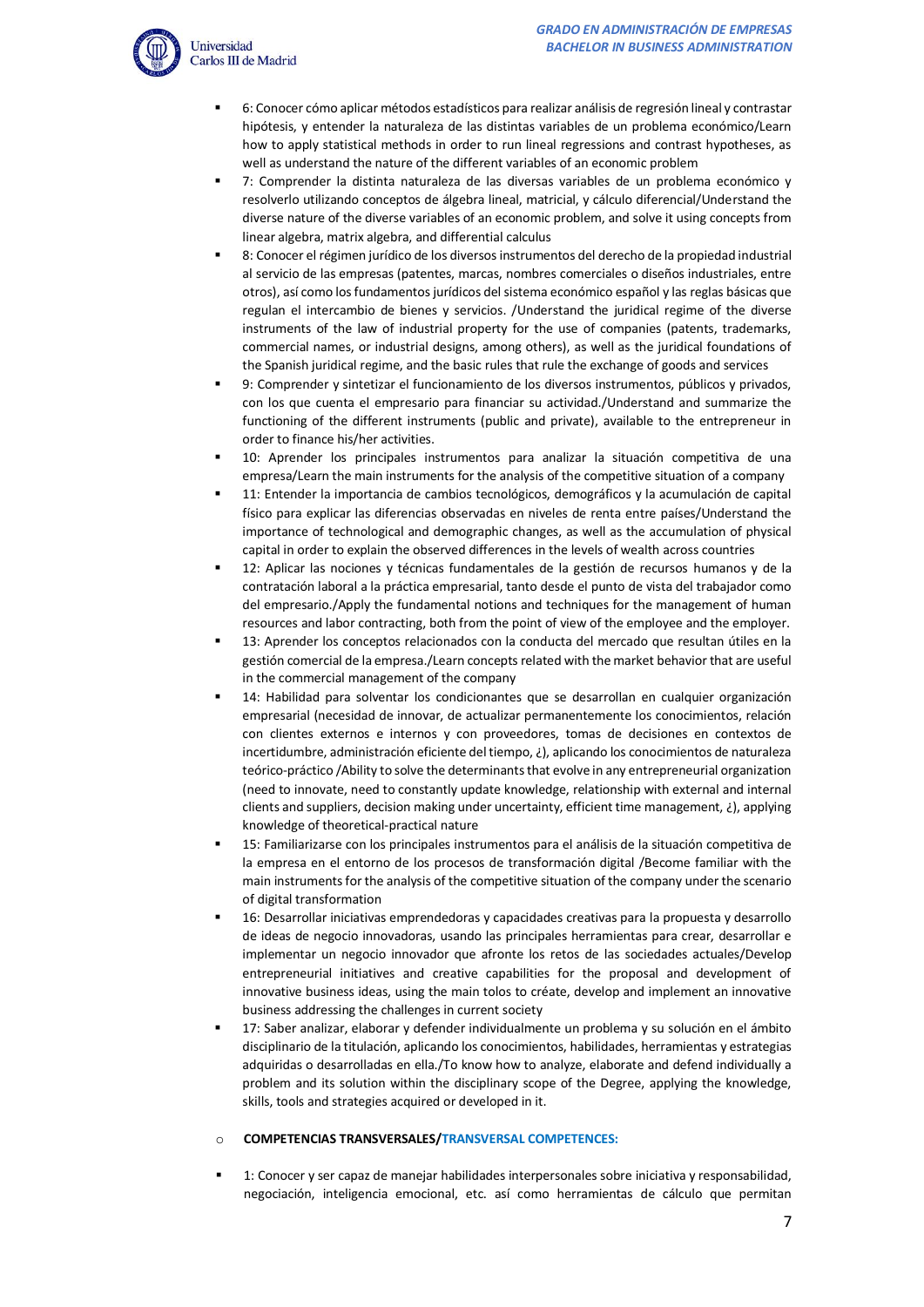- 6: Conocer cómo aplicar métodos estadísticos para realizar análisis de regresión lineal y contrastar hipótesis, y entender la naturaleza de las distintas variables de un problema económico/Learn how to apply statistical methods in order to run lineal regressions and contrast hypotheses, as well as understand the nature of the different variables of an economic problem
- 7: Comprender la distinta naturaleza de las diversas variables de un problema económico y resolverlo utilizando conceptos de álgebra lineal, matricial, y cálculo diferencial/Understand the diverse nature of the diverse variables of an economic problem, and solve it using concepts from linear algebra, matrix algebra, and differential calculus
- 8: Conocer el régimen jurídico de los diversos instrumentos del derecho de la propiedad industrial al servicio de las empresas (patentes, marcas, nombres comerciales o diseños industriales, entre otros), así como los fundamentos jurídicos del sistema económico español y las reglas básicas que regulan el intercambio de bienes y servicios. /Understand the juridical regime of the diverse instruments of the law of industrial property for the use of companies (patents, trademarks, commercial names, or industrial designs, among others), as well as the juridical foundations of the Spanish juridical regime, and the basic rules that rule the exchange of goods and services
- 9: Comprender y sintetizar el funcionamiento de los diversos instrumentos, públicos y privados, con los que cuenta el empresario para financiar su actividad./Understand and summarize the functioning of the different instruments (public and private), available to the entrepreneur in order to finance his/her activities.
- 10: Aprender los principales instrumentos para analizar la situación competitiva de una empresa/Learn the main instruments for the analysis of the competitive situation of a company
- 11: Entender la importancia de cambios tecnológicos, demográficos y la acumulación de capital físico para explicar las diferencias observadas en niveles de renta entre países/Understand the importance of technological and demographic changes, as well as the accumulation of physical capital in order to explain the observed differences in the levels of wealth across countries
- 12: Aplicar las nociones y técnicas fundamentales de la gestión de recursos humanos y de la contratación laboral a la práctica empresarial, tanto desde el punto de vista del trabajador como del empresario./Apply the fundamental notions and techniques for the management of human resources and labor contracting, both from the point of view of the employee and the employer.
- 13: Aprender los conceptos relacionados con la conducta del mercado que resultan útiles en la gestión comercial de la empresa./Learn concepts related with the market behavior that are useful in the commercial management of the company
- 14: Habilidad para solventar los condicionantes que se desarrollan en cualquier organización empresarial (necesidad de innovar, de actualizar permanentemente los conocimientos, relación con clientes externos e internos y con proveedores, tomas de decisiones en contextos de incertidumbre, administración eficiente del tiempo, ¿), aplicando los conocimientos de naturaleza teórico-práctico /Ability to solve the determinants that evolve in any entrepreneurial organization (need to innovate, need to constantly update knowledge, relationship with external and internal clients and suppliers, decision making under uncertainty, efficient time management, ¿), applying knowledge of theoretical-practical nature
- 15: Familiarizarse con los principales instrumentos para el análisis de la situación competitiva de la empresa en el entorno de los procesos de transformación digital /Become familiar with the main instruments for the analysis of the competitive situation of the company under the scenario of digital transformation
- 16: Desarrollar iniciativas emprendedoras y capacidades creativas para la propuesta y desarrollo de ideas de negocio innovadoras, usando las principales herramientas para crear, desarrollar e implementar un negocio innovador que afronte los retos de las sociedades actuales/Develop entrepreneurial initiatives and creative capabilities for the proposal and development of innovative business ideas, using the main tolos to créate, develop and implement an innovative business addressing the challenges in current society
- 17: Saber analizar, elaborar y defender individualmente un problema y su solución en el ámbito disciplinario de la titulación, aplicando los conocimientos, habilidades, herramientas y estrategias adquiridas o desarrolladas en ella./To know how to analyze, elaborate and defend individually a problem and its solution within the disciplinary scope of the Degree, applying the knowledge, skills, tools and strategies acquired or developed in it.

- **COMPETENCIAS TRANSVERSALES/TRANSVERSAL COMPETENCES:**

- 1: Conocer y ser capaz de manejar habilidades interpersonales sobre iniciativa y responsabilidad, negociación, inteligencia emocional, etc. así como herramientas de cálculo que permitan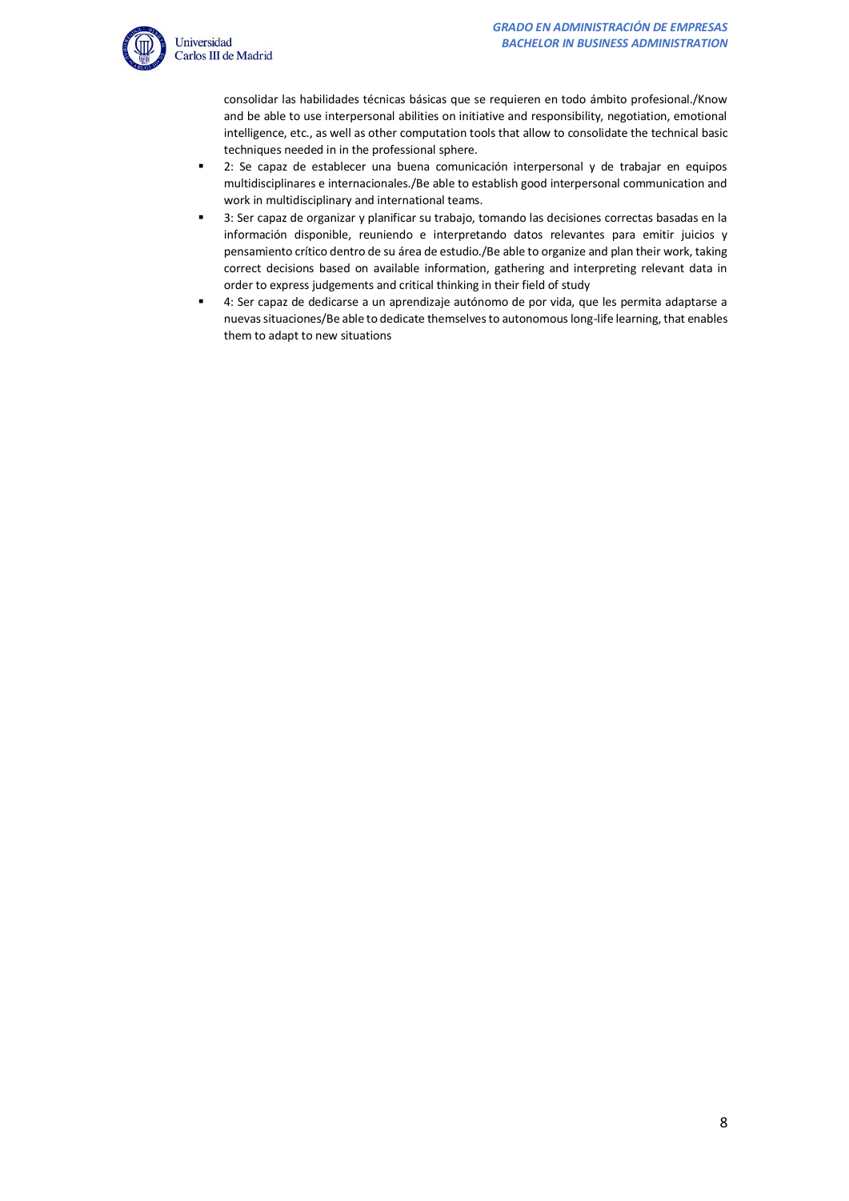consolidar las habilidades técnicas básicas que se requieren en todo ámbito profesional./Know and be able to use interpersonal abilities on initiative and responsibility, negotiation, emotional intelligence, etc., as well as other computation tools that allow to consolidate the technical basic techniques needed in in the professional sphere.

- 2: Se capaz de establecer una buena comunicación interpersonal y de trabajar en equipos multidisciplinares e internacionales./Be able to establish good interpersonal communication and work in multidisciplinary and international teams.
- 3: Ser capaz de organizar y planificar su trabajo, tomando las decisiones correctas basadas en la información disponible, reuniendo e interpretando datos relevantes para emitir juicios y pensamiento crítico dentro de su área de estudio./Be able to organize and plan their work, taking correct decisions based on available information, gathering and interpreting relevant data in order to express judgements and critical thinking in their field of study
- 4: Ser capaz de dedicarse a un aprendizaje autónomo de por vida, que les permita adaptarse a nuevas situaciones/Be able to dedicate themselves to autonomous long-life learning, that enables them to adapt to new situations